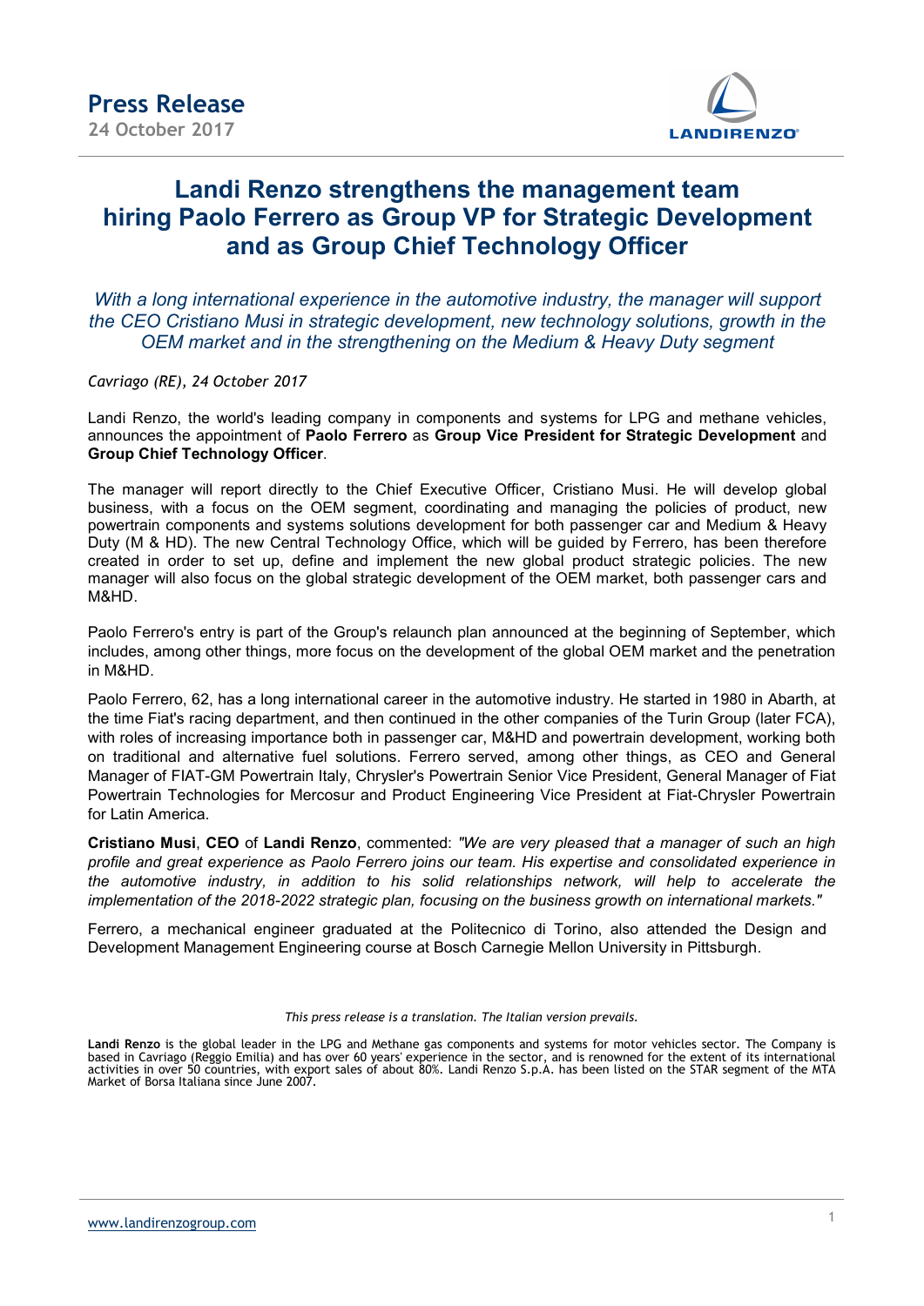**Press Release**
**24 October 2017**

# Landi Renzo strengthens the management team hiring Paolo Ferrero as Group VP for Strategic Development and as Group Chief Technology Officer

*With a long international experience in the automotive industry, the manager will support the CEO Cristiano Musi in strategic development, new technology solutions, growth in the OEM market and in the strengthening on the Medium & Heavy Duty segment*

*Cavriago (RE), 24 October 2017*

Landi Renzo, the world's leading company in components and systems for LPG and methane vehicles, announces the appointment of **Paolo Ferrero** as **Group Vice President for Strategic Development** and **Group Chief Technology Officer**.

The manager will report directly to the Chief Executive Officer, Cristiano Musi. He will develop global business, with a focus on the OEM segment, coordinating and managing the policies of product, new powertrain components and systems solutions development for both passenger car and Medium & Heavy Duty (M & HD). The new Central Technology Office, which will be guided by Ferrero, has been therefore created in order to set up, define and implement the new global product strategic policies. The new manager will also focus on the global strategic development of the OEM market, both passenger cars and M&HD.

Paolo Ferrero's entry is part of the Group's relaunch plan announced at the beginning of September, which includes, among other things, more focus on the development of the global OEM market and the penetration in M&HD.

Paolo Ferrero, 62, has a long international career in the automotive industry. He started in 1980 in Abarth, at the time Fiat's racing department, and then continued in the other companies of the Turin Group (later FCA), with roles of increasing importance both in passenger car, M&HD and powertrain development, working both on traditional and alternative fuel solutions. Ferrero served, among other things, as CEO and General Manager of FIAT-GM Powertrain Italy, Chrysler's Powertrain Senior Vice President, General Manager of Fiat Powertrain Technologies for Mercosur and Product Engineering Vice President at Fiat-Chrysler Powertrain for Latin America.

**Cristiano Musi**, **CEO** of **Landi Renzo**, commented: *"We are very pleased that a manager of such an high profile and great experience as Paolo Ferrero joins our team. His expertise and consolidated experience in the automotive industry, in addition to his solid relationships network, will help to accelerate the implementation of the 2018-2022 strategic plan, focusing on the business growth on international markets."*

Ferrero, a mechanical engineer graduated at the Politecnico di Torino, also attended the Design and Development Management Engineering course at Bosch Carnegie Mellon University in Pittsburgh.

*This press release is a translation. The Italian version prevails.*

**Landi Renzo** is the global leader in the LPG and Methane gas components and systems for motor vehicles sector. The Company is based in Cavriago (Reggio Emilia) and has over 60 years' experience in the sector, and is renowned for the extent of its international activities in over 50 countries, with export sales of about 80%. Landi Renzo S.p.A. has been listed on the STAR segment of the MTA Market of Borsa Italiana since June 2007.

www.landirenzogroup.com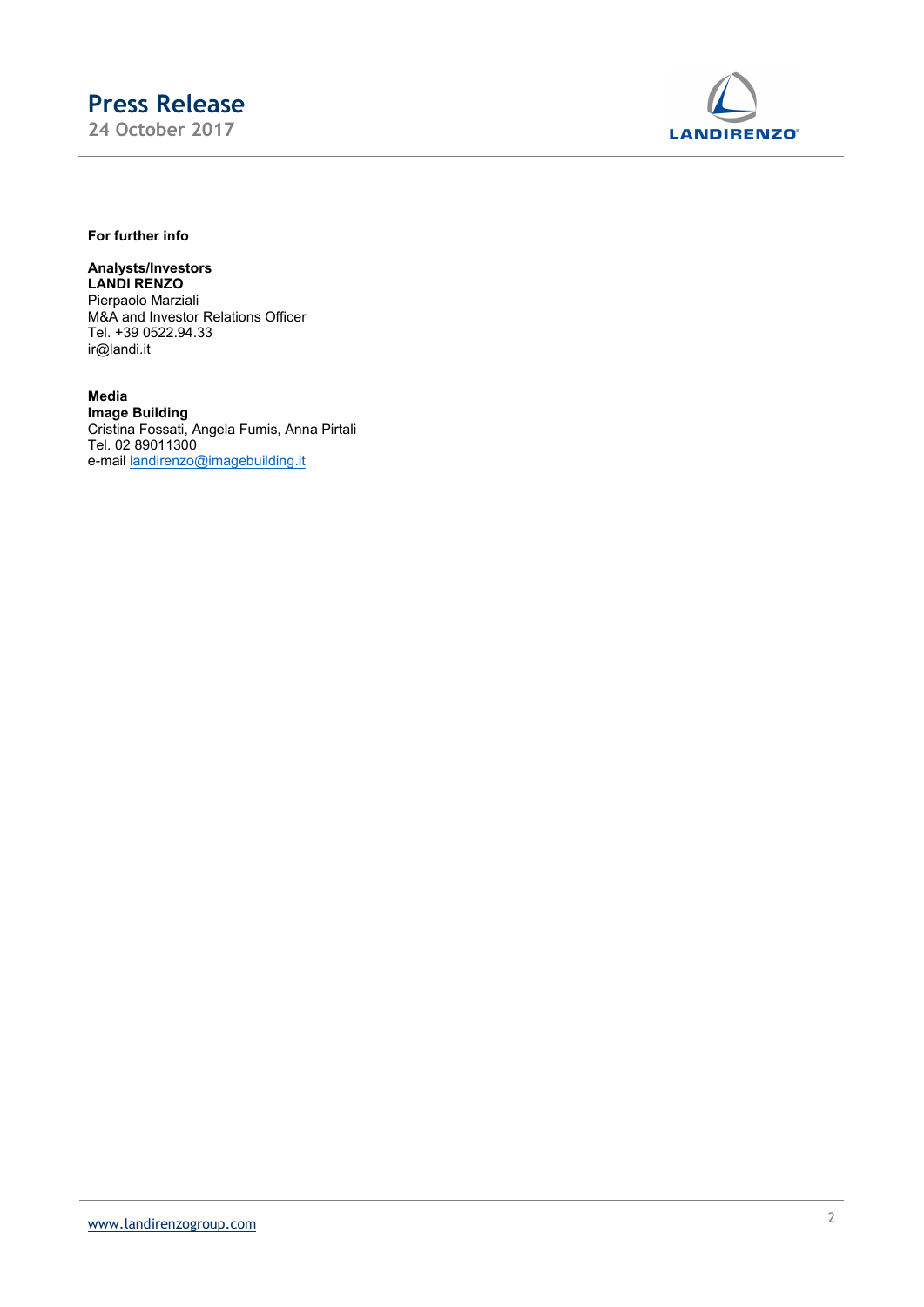**For further info**

**Analysts/Investors**
**LANDI RENZO**
Pierpaolo Marziali
M&A and Investor Relations Officer
Tel. +39 0522.94.33
ir@landi.it

**Media**
**Image Building**
Cristina Fossati, Angela Fumis, Anna Pirtali
Tel. 02 89011300
e-mail landirenzo@imagebuilding.it